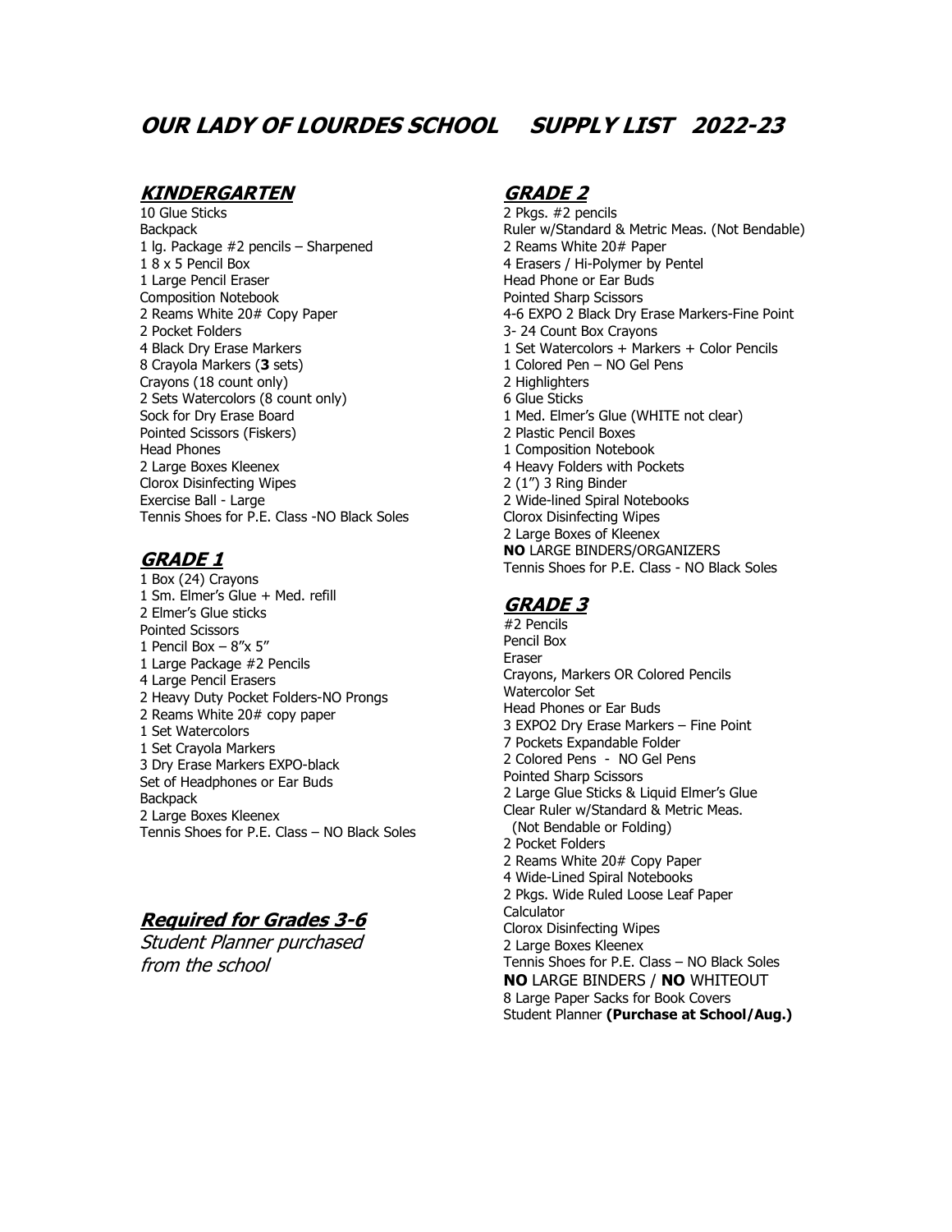# OUR LADY OF LOURDES SCHOOL SUPPLY LIST 2022-23

## KINDERGARTEN

10 Glue Sticks
Backpack
1 lg. Package #2 pencils – Sharpened
1 8 x 5 Pencil Box
1 Large Pencil Eraser
Composition Notebook
2 Reams White 20# Copy Paper
2 Pocket Folders
4 Black Dry Erase Markers
8 Crayola Markers (**3** sets)
Crayons (18 count only)
2 Sets Watercolors (8 count only)
Sock for Dry Erase Board
Pointed Scissors (Fiskers)
Head Phones
2 Large Boxes Kleenex
Clorox Disinfecting Wipes
Exercise Ball - Large
Tennis Shoes for P.E. Class -NO Black Soles

## GRADE 1

1 Box (24) Crayons
1 Sm. Elmer's Glue + Med. refill
2 Elmer's Glue sticks
Pointed Scissors
1 Pencil Box – 8"x 5"
1 Large Package #2 Pencils
4 Large Pencil Erasers
2 Heavy Duty Pocket Folders-NO Prongs
2 Reams White 20# copy paper
1 Set Watercolors
1 Set Crayola Markers
3 Dry Erase Markers EXPO-black
Set of Headphones or Ear Buds
Backpack
2 Large Boxes Kleenex
Tennis Shoes for P.E. Class – NO Black Soles

## Required for Grades 3-6

*Student Planner purchased from the school*

## GRADE 2

2 Pkgs. #2 pencils
Ruler w/Standard & Metric Meas. (Not Bendable)
2 Reams White 20# Paper
4 Erasers / Hi-Polymer by Pentel
Head Phone or Ear Buds
Pointed Sharp Scissors
4-6 EXPO 2 Black Dry Erase Markers-Fine Point
3- 24 Count Box Crayons
1 Set Watercolors + Markers + Color Pencils
1 Colored Pen – NO Gel Pens
2 Highlighters
6 Glue Sticks
1 Med. Elmer's Glue (WHITE not clear)
2 Plastic Pencil Boxes
1 Composition Notebook
4 Heavy Folders with Pockets
2 (1") 3 Ring Binder
2 Wide-lined Spiral Notebooks
Clorox Disinfecting Wipes
2 Large Boxes of Kleenex
**NO** LARGE BINDERS/ORGANIZERS
Tennis Shoes for P.E. Class - NO Black Soles

## GRADE 3

#2 Pencils
Pencil Box
Eraser
Crayons, Markers OR Colored Pencils
Watercolor Set
Head Phones or Ear Buds
3 EXPO2 Dry Erase Markers – Fine Point
7 Pockets Expandable Folder
2 Colored Pens - NO Gel Pens
Pointed Sharp Scissors
2 Large Glue Sticks & Liquid Elmer's Glue
Clear Ruler w/Standard & Metric Meas. (Not Bendable or Folding)
2 Pocket Folders
2 Reams White 20# Copy Paper
4 Wide-Lined Spiral Notebooks
2 Pkgs. Wide Ruled Loose Leaf Paper
Calculator
Clorox Disinfecting Wipes
2 Large Boxes Kleenex
Tennis Shoes for P.E. Class – NO Black Soles
**NO** LARGE BINDERS / **NO** WHITEOUT
8 Large Paper Sacks for Book Covers
Student Planner **(Purchase at School/Aug.)**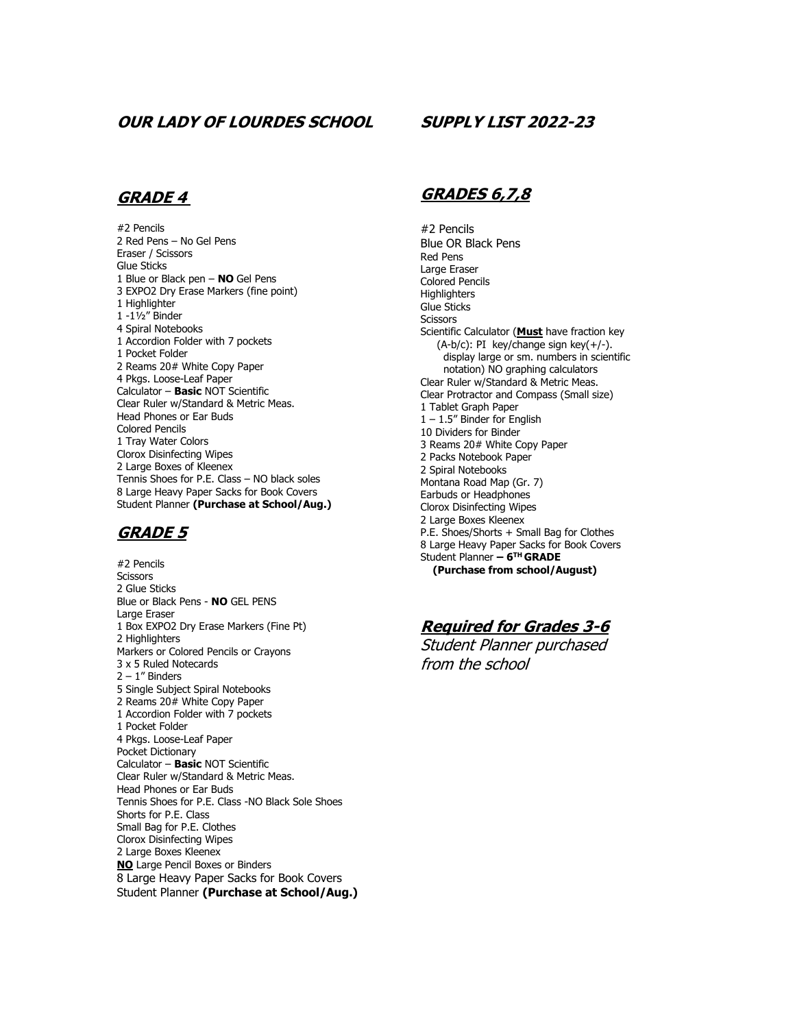# OUR LADY OF LOURDES SCHOOL SUPPLY LIST 2022-23

## GRADE 4

#2 Pencils
2 Red Pens – No Gel Pens
Eraser / Scissors
Glue Sticks
1 Blue or Black pen – **NO** Gel Pens
3 EXPO2 Dry Erase Markers (fine point)
1 Highlighter
1 -1½" Binder
4 Spiral Notebooks
1 Accordion Folder with 7 pockets
1 Pocket Folder
2 Reams 20# White Copy Paper
4 Pkgs. Loose-Leaf Paper
Calculator – **Basic** NOT Scientific
Clear Ruler w/Standard & Metric Meas.
Head Phones or Ear Buds
Colored Pencils
1 Tray Water Colors
Clorox Disinfecting Wipes
2 Large Boxes of Kleenex
Tennis Shoes for P.E. Class – NO black soles
8 Large Heavy Paper Sacks for Book Covers
Student Planner **(Purchase at School/Aug.)**

## GRADE 5

#2 Pencils
Scissors
2 Glue Sticks
Blue or Black Pens - **NO** GEL PENS
Large Eraser
1 Box EXPO2 Dry Erase Markers (Fine Pt)
2 Highlighters
Markers or Colored Pencils or Crayons
3 x 5 Ruled Notecards
2 – 1" Binders
5 Single Subject Spiral Notebooks
2 Reams 20# White Copy Paper
1 Accordion Folder with 7 pockets
1 Pocket Folder
4 Pkgs. Loose-Leaf Paper
Pocket Dictionary
Calculator – **Basic** NOT Scientific
Clear Ruler w/Standard & Metric Meas.
Head Phones or Ear Buds
Tennis Shoes for P.E. Class -NO Black Sole Shoes
Shorts for P.E. Class
Small Bag for P.E. Clothes
Clorox Disinfecting Wipes
2 Large Boxes Kleenex
**NO** Large Pencil Boxes or Binders
8 Large Heavy Paper Sacks for Book Covers
Student Planner **(Purchase at School/Aug.)**

## GRADES 6,7,8

#2 Pencils
Blue OR Black Pens
Red Pens
Large Eraser
Colored Pencils
Highlighters
Glue Sticks
Scissors
Scientific Calculator (**Must** have fraction key (A-b/c): PI key/change sign key(+/-). display large or sm. numbers in scientific notation) NO graphing calculators
Clear Ruler w/Standard & Metric Meas.
Clear Protractor and Compass (Small size)
1 Tablet Graph Paper
1 – 1.5" Binder for English
10 Dividers for Binder
3 Reams 20# White Copy Paper
2 Packs Notebook Paper
2 Spiral Notebooks
Montana Road Map (Gr. 7)
Earbuds or Headphones
Clorox Disinfecting Wipes
2 Large Boxes Kleenex
P.E. Shoes/Shorts + Small Bag for Clothes
8 Large Heavy Paper Sacks for Book Covers
Student Planner **– 6TH GRADE (Purchase from school/August)**

## Required for Grades 3-6

*Student Planner purchased from the school*